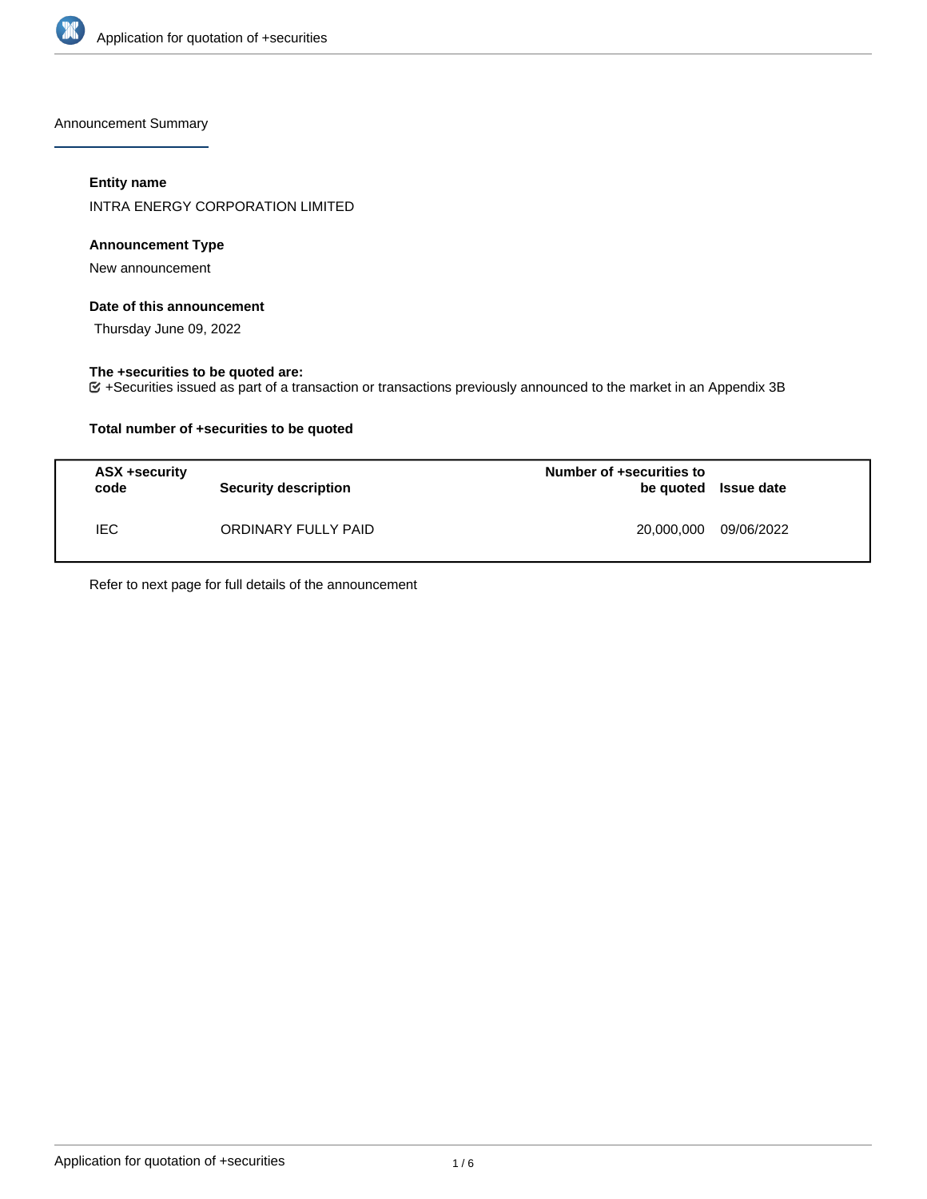## Announcement Summary

**Entity name**

INTRA ENERGY CORPORATION LIMITED

**Announcement Type**

New announcement

**Date of this announcement**

Thursday June 09, 2022

**The +securities to be quoted are:**

☑ +Securities issued as part of a transaction or transactions previously announced to the market in an Appendix 3B

**Total number of +securities to be quoted**

| ASX +security code | Security description | Number of +securities to be quoted | Issue date |
|---|---|---|---|
| IEC | ORDINARY FULLY PAID | 20,000,000 | 09/06/2022 |

Refer to next page for full details of the announcement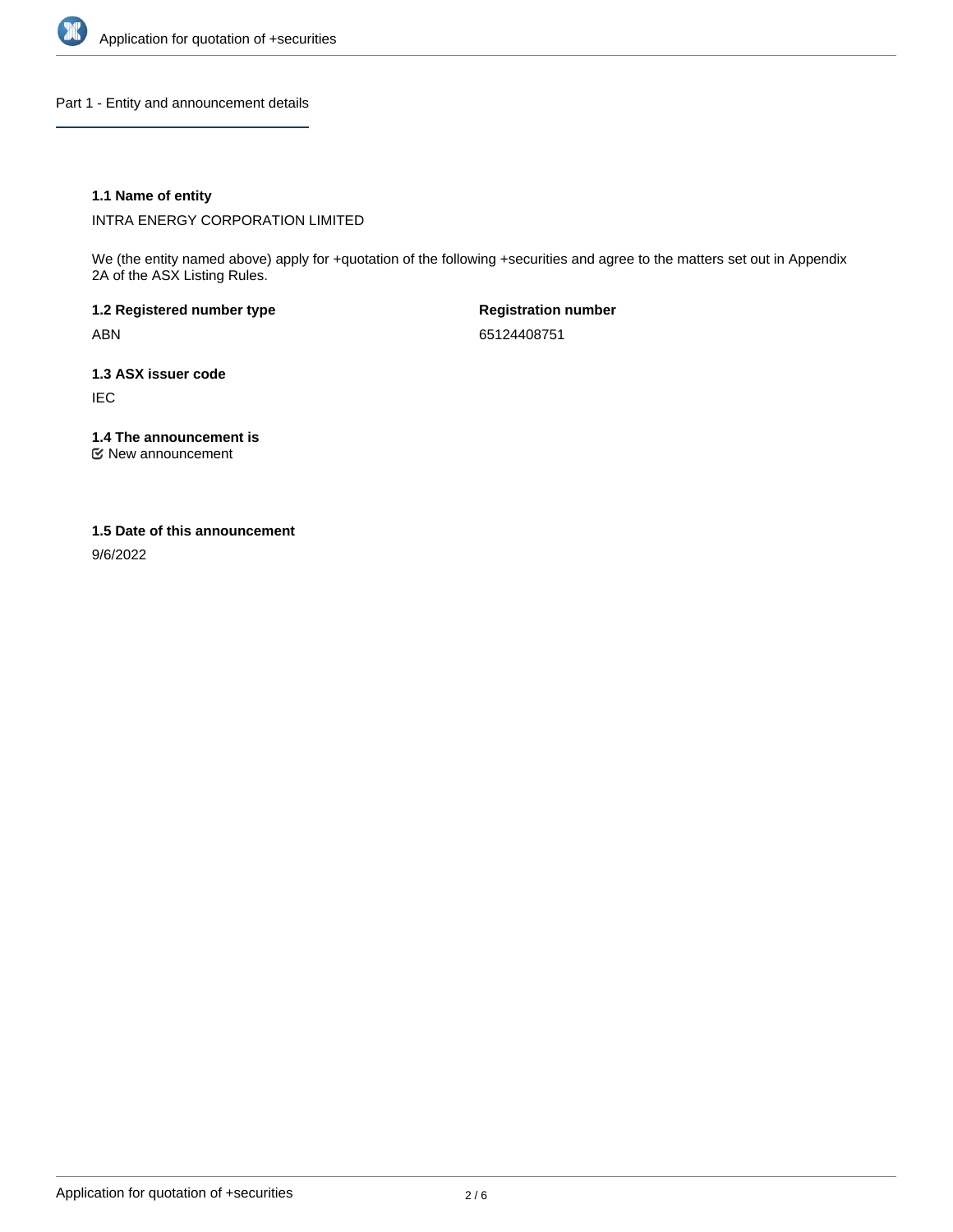## Part 1 - Entity and announcement details

### 1.1 Name of entity

INTRA ENERGY CORPORATION LIMITED

We (the entity named above) apply for +quotation of the following +securities and agree to the matters set out in Appendix 2A of the ASX Listing Rules.

**1.2 Registered number type**

ABN

**Registration number**

65124408751

**1.3 ASX issuer code**

IEC

**1.4 The announcement is**

New announcement

**1.5 Date of this announcement**

9/6/2022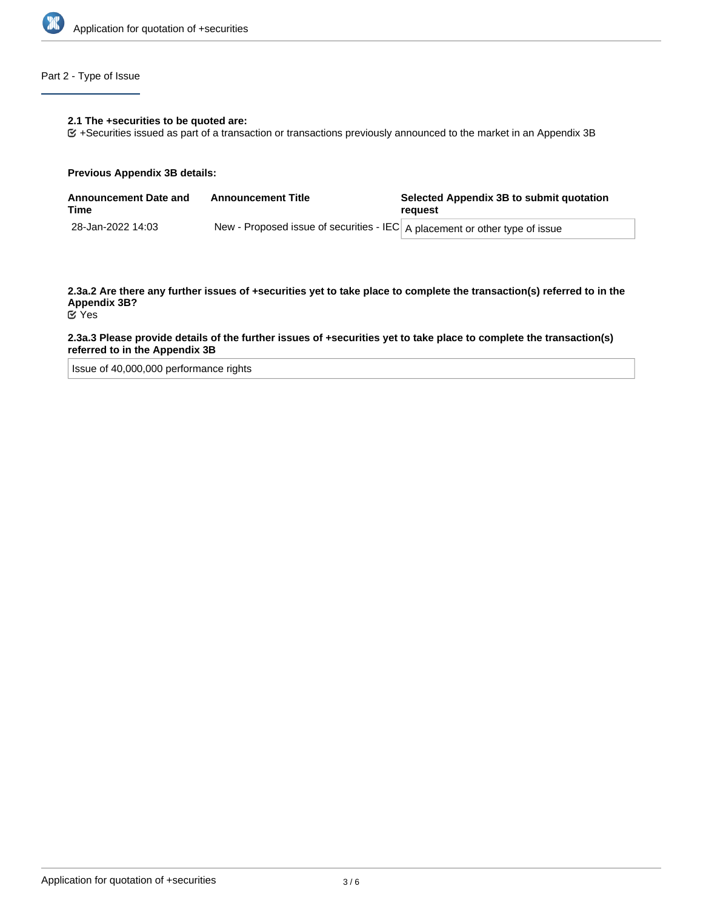## Part 2 - Type of Issue

**2.1 The +securities to be quoted are:**

+Securities issued as part of a transaction or transactions previously announced to the market in an Appendix 3B

**Previous Appendix 3B details:**

| Announcement Date and Time | Announcement Title | Selected Appendix 3B to submit quotation request |
| --- | --- | --- |
| 28-Jan-2022 14:03 | New - Proposed issue of securities - IEC | A placement or other type of issue |

**2.3a.2 Are there any further issues of +securities yet to take place to complete the transaction(s) referred to in the Appendix 3B?**

Yes

**2.3a.3 Please provide details of the further issues of +securities yet to take place to complete the transaction(s) referred to in the Appendix 3B**

Issue of 40,000,000 performance rights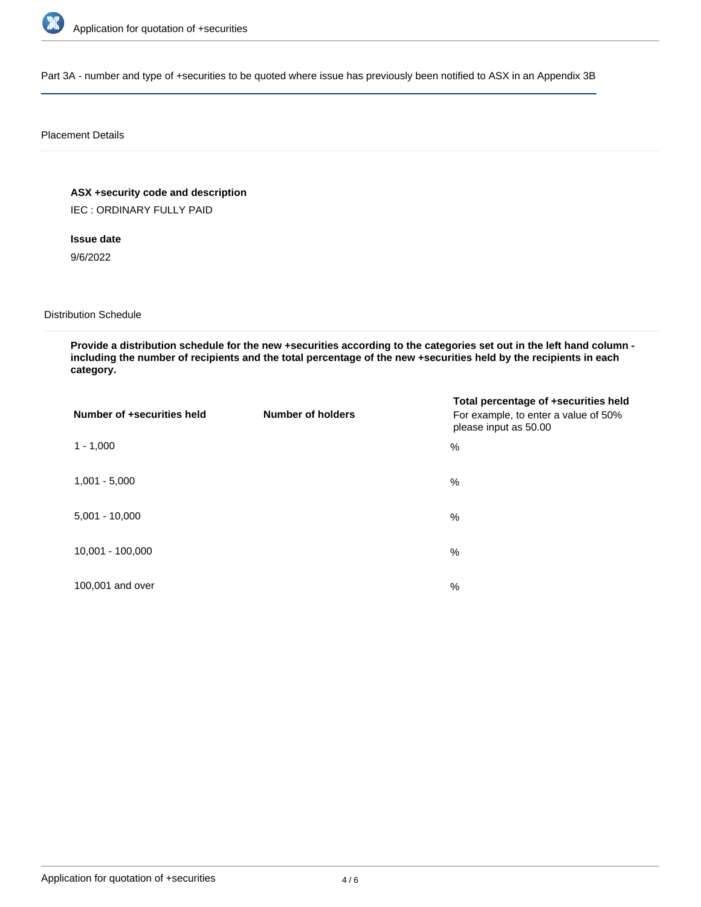Part 3A - number and type of +securities to be quoted where issue has previously been notified to ASX in an Appendix 3B

Placement Details

**ASX +security code and description**

IEC : ORDINARY FULLY PAID

**Issue date**

9/6/2022

Distribution Schedule

**Provide a distribution schedule for the new +securities according to the categories set out in the left hand column - including the number of recipients and the total percentage of the new +securities held by the recipients in each category.**

| **Number of +securities held** | **Number of holders** | **Total percentage of +securities held** For example, to enter a value of 50% please input as 50.00 |
|---|---|---|
| 1 - 1,000 | | % |
| 1,001 - 5,000 | | % |
| 5,001 - 10,000 | | % |
| 10,001 - 100,000 | | % |
| 100,001 and over | | % |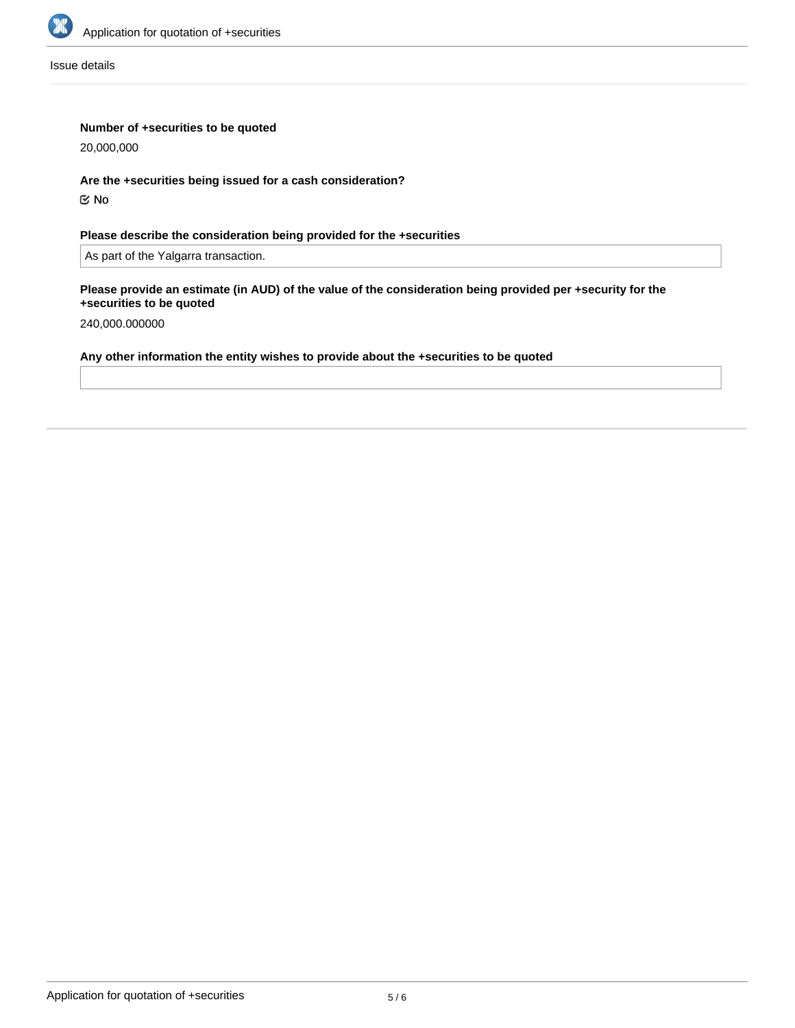Issue details

**Number of +securities to be quoted**

20,000,000

**Are the +securities being issued for a cash consideration?**

☑ No

**Please describe the consideration being provided for the +securities**

As part of the Yalgarra transaction.

**Please provide an estimate (in AUD) of the value of the consideration being provided per +security for the +securities to be quoted**

240,000.000000

**Any other information the entity wishes to provide about the +securities to be quoted**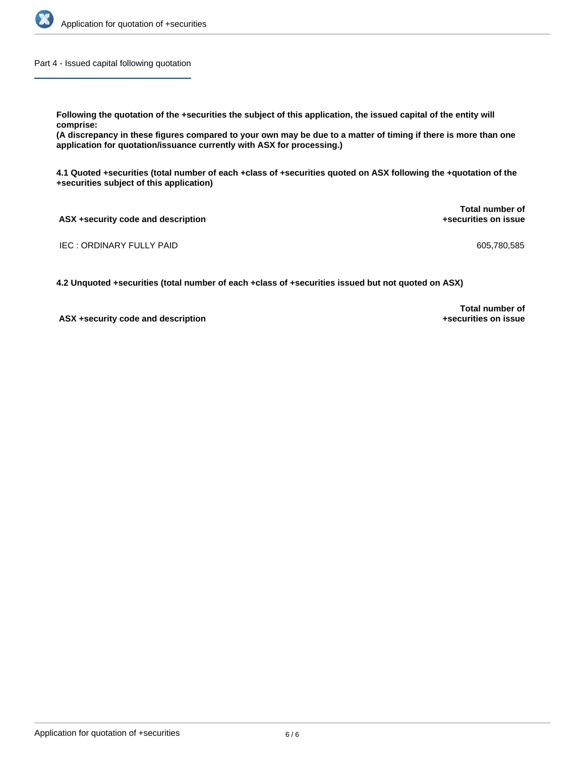## Part 4 - Issued capital following quotation

**Following the quotation of the +securities the subject of this application, the issued capital of the entity will comprise:**
**(A discrepancy in these figures compared to your own may be due to a matter of timing if there is more than one application for quotation/issuance currently with ASX for processing.)**

**4.1 Quoted +securities (total number of each +class of +securities quoted on ASX following the +quotation of the +securities subject of this application)**

| ASX +security code and description | Total number of +securities on issue |
|---|---|
| IEC : ORDINARY FULLY PAID | 605,780,585 |

**4.2 Unquoted +securities (total number of each +class of +securities issued but not quoted on ASX)**

| ASX +security code and description | Total number of +securities on issue |
|---|---|